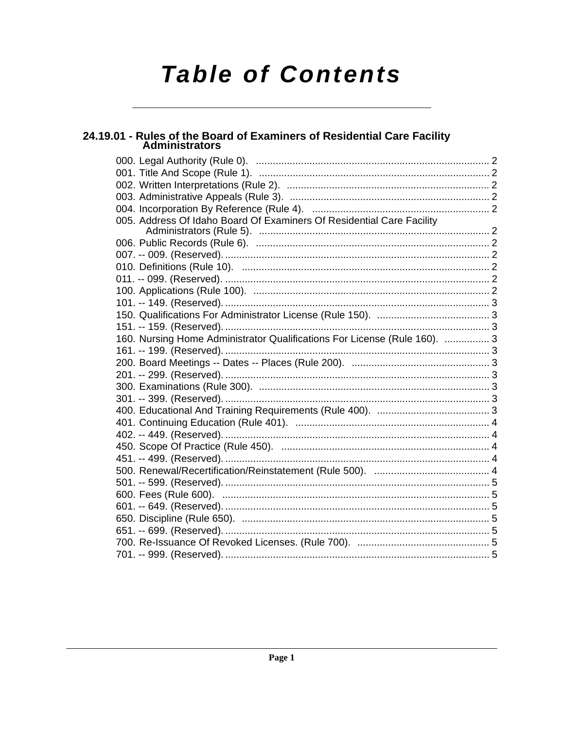# Table of Contents

## 24.19.01 - Rules of the Board of Examiners of Residential Care Facility Administrators

000. Legal Authority (Rule 0). ... 2
001. Title And Scope (Rule 1). ... 2
002. Written Interpretations (Rule 2). ... 2
003. Administrative Appeals (Rule 3). ... 2
004. Incorporation By Reference (Rule 4). ... 2
005. Address Of Idaho Board Of Examiners Of Residential Care Facility Administrators (Rule 5). ... 2
006. Public Records (Rule 6). ... 2
007. -- 009. (Reserved). ... 2
010. Definitions (Rule 10). ... 2
011. -- 099. (Reserved). ... 2
100. Applications (Rule 100). ... 2
101. -- 149. (Reserved). ... 3
150. Qualifications For Administrator License (Rule 150). ... 3
151. -- 159. (Reserved). ... 3
160. Nursing Home Administrator Qualifications For License (Rule 160). ... 3
161. -- 199. (Reserved). ... 3
200. Board Meetings -- Dates -- Places (Rule 200). ... 3
201. -- 299. (Reserved). ... 3
300. Examinations (Rule 300). ... 3
301. -- 399. (Reserved). ... 3
400. Educational And Training Requirements (Rule 400). ... 3
401. Continuing Education (Rule 401). ... 4
402. -- 449. (Reserved). ... 4
450. Scope Of Practice (Rule 450). ... 4
451. -- 499. (Reserved). ... 4
500. Renewal/Recertification/Reinstatement (Rule 500). ... 4
501. -- 599. (Reserved). ... 5
600. Fees (Rule 600). ... 5
601. -- 649. (Reserved). ... 5
650. Discipline (Rule 650). ... 5
651. -- 699. (Reserved). ... 5
700. Re-Issuance Of Revoked Licenses. (Rule 700). ... 5
701. -- 999. (Reserved). ... 5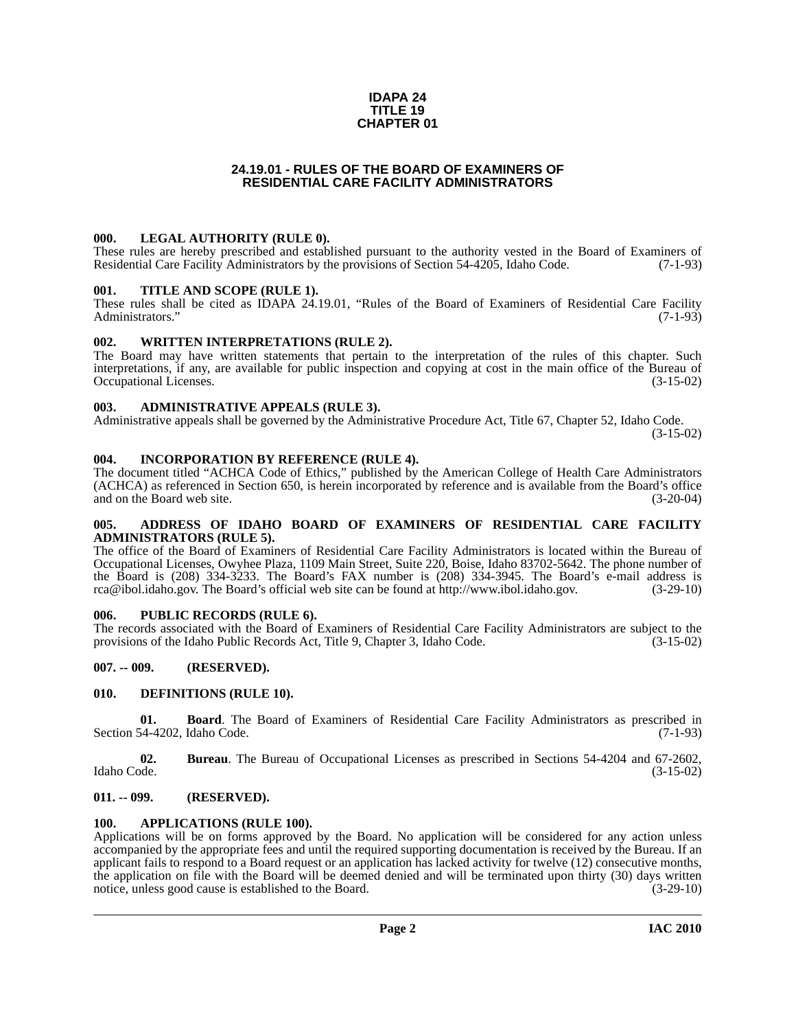**IDAPA 24**
**TITLE 19**
**CHAPTER 01**

# 24.19.01 - RULES OF THE BOARD OF EXAMINERS OF RESIDENTIAL CARE FACILITY ADMINISTRATORS

### 000. LEGAL AUTHORITY (RULE 0).

These rules are hereby prescribed and established pursuant to the authority vested in the Board of Examiners of Residential Care Facility Administrators by the provisions of Section 54-4205, Idaho Code. (7-1-93)

### 001. TITLE AND SCOPE (RULE 1).

These rules shall be cited as IDAPA 24.19.01, "Rules of the Board of Examiners of Residential Care Facility Administrators." (7-1-93)

### 002. WRITTEN INTERPRETATIONS (RULE 2).

The Board may have written statements that pertain to the interpretation of the rules of this chapter. Such interpretations, if any, are available for public inspection and copying at cost in the main office of the Bureau of Occupational Licenses. (3-15-02)

### 003. ADMINISTRATIVE APPEALS (RULE 3).

Administrative appeals shall be governed by the Administrative Procedure Act, Title 67, Chapter 52, Idaho Code. (3-15-02)

### 004. INCORPORATION BY REFERENCE (RULE 4).

The document titled "ACHCA Code of Ethics," published by the American College of Health Care Administrators (ACHCA) as referenced in Section 650, is herein incorporated by reference and is available from the Board's office and on the Board web site. (3-20-04)

### 005. ADDRESS OF IDAHO BOARD OF EXAMINERS OF RESIDENTIAL CARE FACILITY ADMINISTRATORS (RULE 5).

The office of the Board of Examiners of Residential Care Facility Administrators is located within the Bureau of Occupational Licenses, Owyhee Plaza, 1109 Main Street, Suite 220, Boise, Idaho 83702-5642. The phone number of the Board is (208) 334-3233. The Board's FAX number is (208) 334-3945. The Board's e-mail address is rca@ibol.idaho.gov. The Board's official web site can be found at http://www.ibol.idaho.gov. (3-29-10)

### 006. PUBLIC RECORDS (RULE 6).

The records associated with the Board of Examiners of Residential Care Facility Administrators are subject to the provisions of the Idaho Public Records Act, Title 9, Chapter 3, Idaho Code. (3-15-02)

### 007. -- 009. (RESERVED).

### 010. DEFINITIONS (RULE 10).

**01. Board**. The Board of Examiners of Residential Care Facility Administrators as prescribed in Section 54-4202, Idaho Code. (7-1-93)

**02. Bureau**. The Bureau of Occupational Licenses as prescribed in Sections 54-4204 and 67-2602, Idaho Code. (3-15-02)

### 011. -- 099. (RESERVED).

### 100. APPLICATIONS (RULE 100).

Applications will be on forms approved by the Board. No application will be considered for any action unless accompanied by the appropriate fees and until the required supporting documentation is received by the Bureau. If an applicant fails to respond to a Board request or an application has lacked activity for twelve (12) consecutive months, the application on file with the Board will be deemed denied and will be terminated upon thirty (30) days written notice, unless good cause is established to the Board. (3-29-10)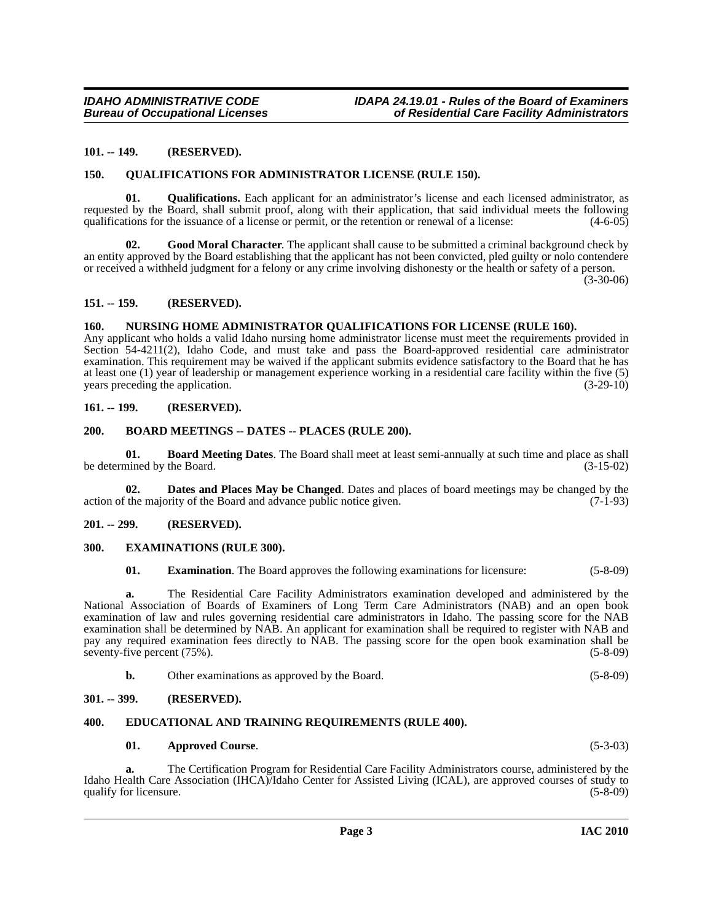**101. -- 149. (RESERVED).**

**150. QUALIFICATIONS FOR ADMINISTRATOR LICENSE (RULE 150).**

**01. Qualifications.** Each applicant for an administrator's license and each licensed administrator, as requested by the Board, shall submit proof, along with their application, that said individual meets the following qualifications for the issuance of a license or permit, or the retention or renewal of a license: (4-6-05)

**02. Good Moral Character**. The applicant shall cause to be submitted a criminal background check by an entity approved by the Board establishing that the applicant has not been convicted, pled guilty or nolo contendere or received a withheld judgment for a felony or any crime involving dishonesty or the health or safety of a person. (3-30-06)

**151. -- 159. (RESERVED).**

**160. NURSING HOME ADMINISTRATOR QUALIFICATIONS FOR LICENSE (RULE 160).**

Any applicant who holds a valid Idaho nursing home administrator license must meet the requirements provided in Section 54-4211(2), Idaho Code, and must take and pass the Board-approved residential care administrator examination. This requirement may be waived if the applicant submits evidence satisfactory to the Board that he has at least one (1) year of leadership or management experience working in a residential care facility within the five (5) years preceding the application. (3-29-10)

**161. -- 199. (RESERVED).**

**200. BOARD MEETINGS -- DATES -- PLACES (RULE 200).**

**01. Board Meeting Dates**. The Board shall meet at least semi-annually at such time and place as shall be determined by the Board. (3-15-02)

**02. Dates and Places May be Changed**. Dates and places of board meetings may be changed by the action of the majority of the Board and advance public notice given. (7-1-93)

**201. -- 299. (RESERVED).**

**300. EXAMINATIONS (RULE 300).**

**01. Examination**. The Board approves the following examinations for licensure: (5-8-09)

**a.** The Residential Care Facility Administrators examination developed and administered by the National Association of Boards of Examiners of Long Term Care Administrators (NAB) and an open book examination of law and rules governing residential care administrators in Idaho. The passing score for the NAB examination shall be determined by NAB. An applicant for examination shall be required to register with NAB and pay any required examination fees directly to NAB. The passing score for the open book examination shall be seventy-five percent (75%). (5-8-09)

**b.** Other examinations as approved by the Board. (5-8-09)

**301. -- 399. (RESERVED).**

**400. EDUCATIONAL AND TRAINING REQUIREMENTS (RULE 400).**

**01. Approved Course**. (5-3-03)

**a.** The Certification Program for Residential Care Facility Administrators course, administered by the Idaho Health Care Association (IHCA)/Idaho Center for Assisted Living (ICAL), are approved courses of study to qualify for licensure. (5-8-09)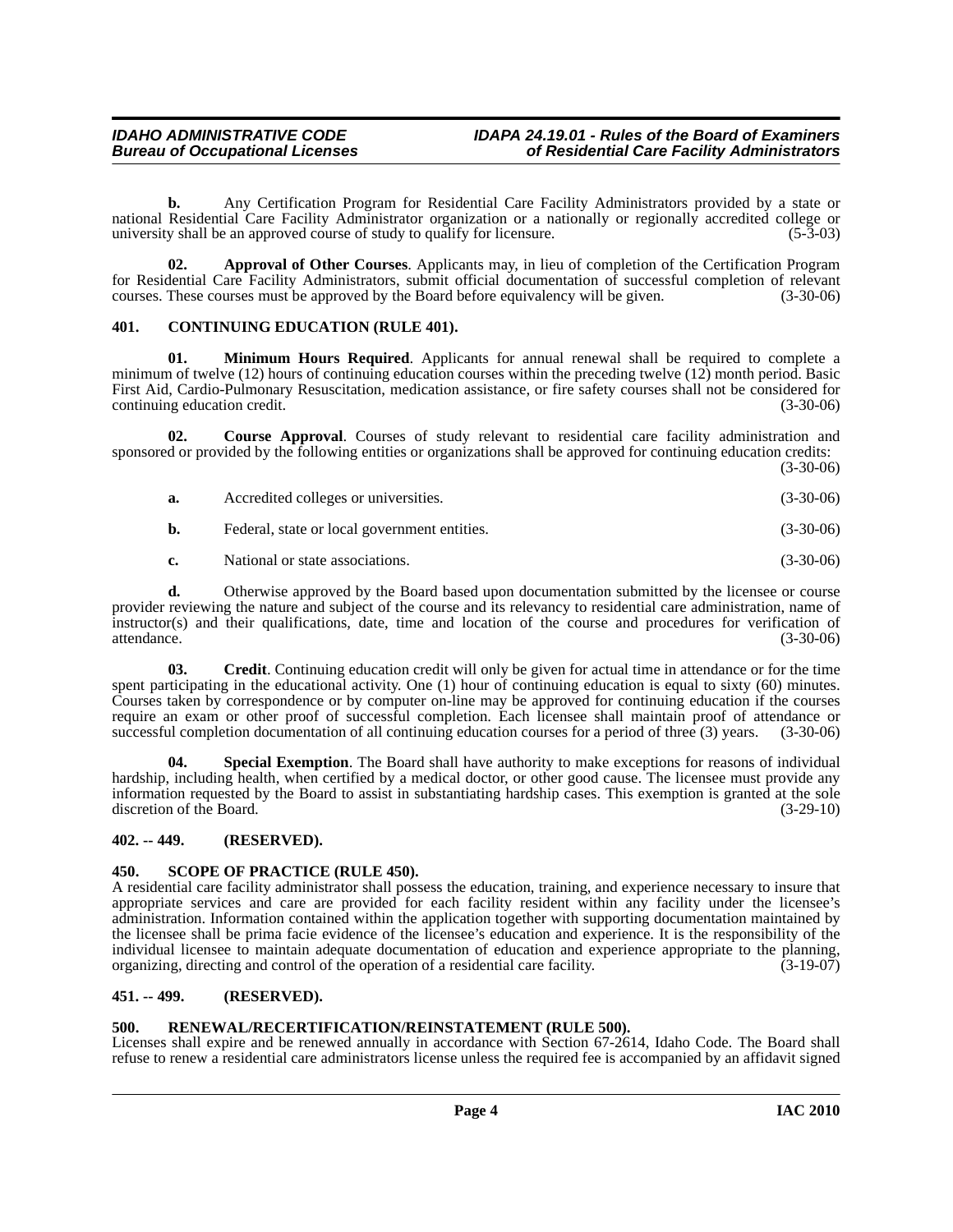**b.** Any Certification Program for Residential Care Facility Administrators provided by a state or national Residential Care Facility Administrator organization or a nationally or regionally accredited college or university shall be an approved course of study to qualify for licensure. (5-3-03)

**02. Approval of Other Courses**. Applicants may, in lieu of completion of the Certification Program for Residential Care Facility Administrators, submit official documentation of successful completion of relevant courses. These courses must be approved by the Board before equivalency will be given. (3-30-06)

## 401. CONTINUING EDUCATION (RULE 401).

**01. Minimum Hours Required**. Applicants for annual renewal shall be required to complete a minimum of twelve (12) hours of continuing education courses within the preceding twelve (12) month period. Basic First Aid, Cardio-Pulmonary Resuscitation, medication assistance, or fire safety courses shall not be considered for continuing education credit. (3-30-06)

**02. Course Approval**. Courses of study relevant to residential care facility administration and sponsored or provided by the following entities or organizations shall be approved for continuing education credits: (3-30-06)

**a.** Accredited colleges or universities. (3-30-06)

**b.** Federal, state or local government entities. (3-30-06)

**c.** National or state associations. (3-30-06)

**d.** Otherwise approved by the Board based upon documentation submitted by the licensee or course provider reviewing the nature and subject of the course and its relevancy to residential care administration, name of instructor(s) and their qualifications, date, time and location of the course and procedures for verification of attendance. (3-30-06)

**03. Credit**. Continuing education credit will only be given for actual time in attendance or for the time spent participating in the educational activity. One (1) hour of continuing education is equal to sixty (60) minutes. Courses taken by correspondence or by computer on-line may be approved for continuing education if the courses require an exam or other proof of successful completion. Each licensee shall maintain proof of attendance or successful completion documentation of all continuing education courses for a period of three (3) years. (3-30-06)

**04. Special Exemption**. The Board shall have authority to make exceptions for reasons of individual hardship, including health, when certified by a medical doctor, or other good cause. The licensee must provide any information requested by the Board to assist in substantiating hardship cases. This exemption is granted at the sole discretion of the Board. (3-29-10)

## 402. -- 449. (RESERVED).

## 450. SCOPE OF PRACTICE (RULE 450).

A residential care facility administrator shall possess the education, training, and experience necessary to insure that appropriate services and care are provided for each facility resident within any facility under the licensee's administration. Information contained within the application together with supporting documentation maintained by the licensee shall be prima facie evidence of the licensee's education and experience. It is the responsibility of the individual licensee to maintain adequate documentation of education and experience appropriate to the planning, organizing, directing and control of the operation of a residential care facility. (3-19-07)

## 451. -- 499. (RESERVED).

## 500. RENEWAL/RECERTIFICATION/REINSTATEMENT (RULE 500).

Licenses shall expire and be renewed annually in accordance with Section 67-2614, Idaho Code. The Board shall refuse to renew a residential care administrators license unless the required fee is accompanied by an affidavit signed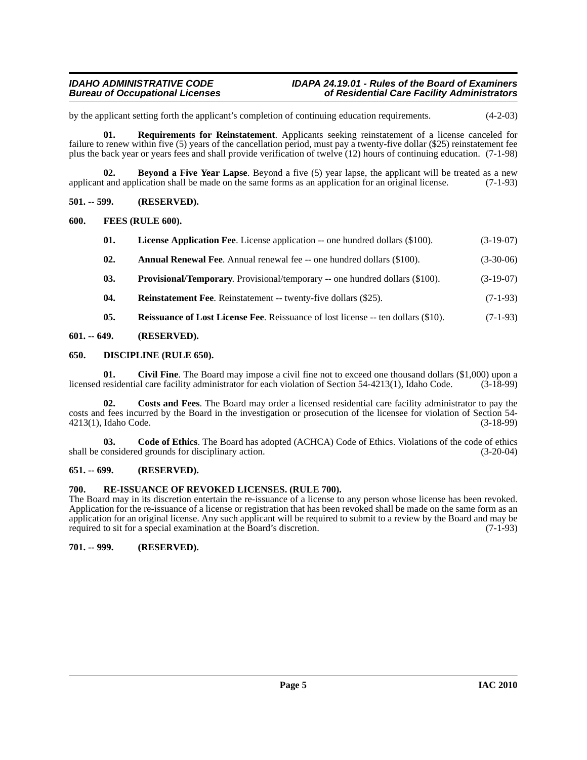by the applicant setting forth the applicant's completion of continuing education requirements. (4-2-03)

**01. Requirements for Reinstatement**. Applicants seeking reinstatement of a license canceled for failure to renew within five (5) years of the cancellation period, must pay a twenty-five dollar ($25) reinstatement fee plus the back year or years fees and shall provide verification of twelve (12) hours of continuing education. (7-1-98)

**02. Beyond a Five Year Lapse**. Beyond a five (5) year lapse, the applicant will be treated as a new applicant and application shall be made on the same forms as an application for an original license. (7-1-93)

**501. -- 599. (RESERVED).**

**600. FEES (RULE 600).**

**01. License Application Fee**. License application -- one hundred dollars ($100). (3-19-07)

**02. Annual Renewal Fee**. Annual renewal fee -- one hundred dollars ($100). (3-30-06)

**03. Provisional/Temporary**. Provisional/temporary -- one hundred dollars ($100). (3-19-07)

**04. Reinstatement Fee**. Reinstatement -- twenty-five dollars ($25). (7-1-93)

**05. Reissuance of Lost License Fee**. Reissuance of lost license -- ten dollars ($10). (7-1-93)

**601. -- 649. (RESERVED).**

**650. DISCIPLINE (RULE 650).**

**01. Civil Fine**. The Board may impose a civil fine not to exceed one thousand dollars ($1,000) upon a licensed residential care facility administrator for each violation of Section 54-4213(1), Idaho Code. (3-18-99)

**02. Costs and Fees**. The Board may order a licensed residential care facility administrator to pay the costs and fees incurred by the Board in the investigation or prosecution of the licensee for violation of Section 54-4213(1), Idaho Code. (3-18-99)

**03. Code of Ethics**. The Board has adopted (ACHCA) Code of Ethics. Violations of the code of ethics shall be considered grounds for disciplinary action. (3-20-04)

**651. -- 699. (RESERVED).**

**700. RE-ISSUANCE OF REVOKED LICENSES. (RULE 700).**

The Board may in its discretion entertain the re-issuance of a license to any person whose license has been revoked. Application for the re-issuance of a license or registration that has been revoked shall be made on the same form as an application for an original license. Any such applicant will be required to submit to a review by the Board and may be required to sit for a special examination at the Board's discretion. (7-1-93)

**701. -- 999. (RESERVED).**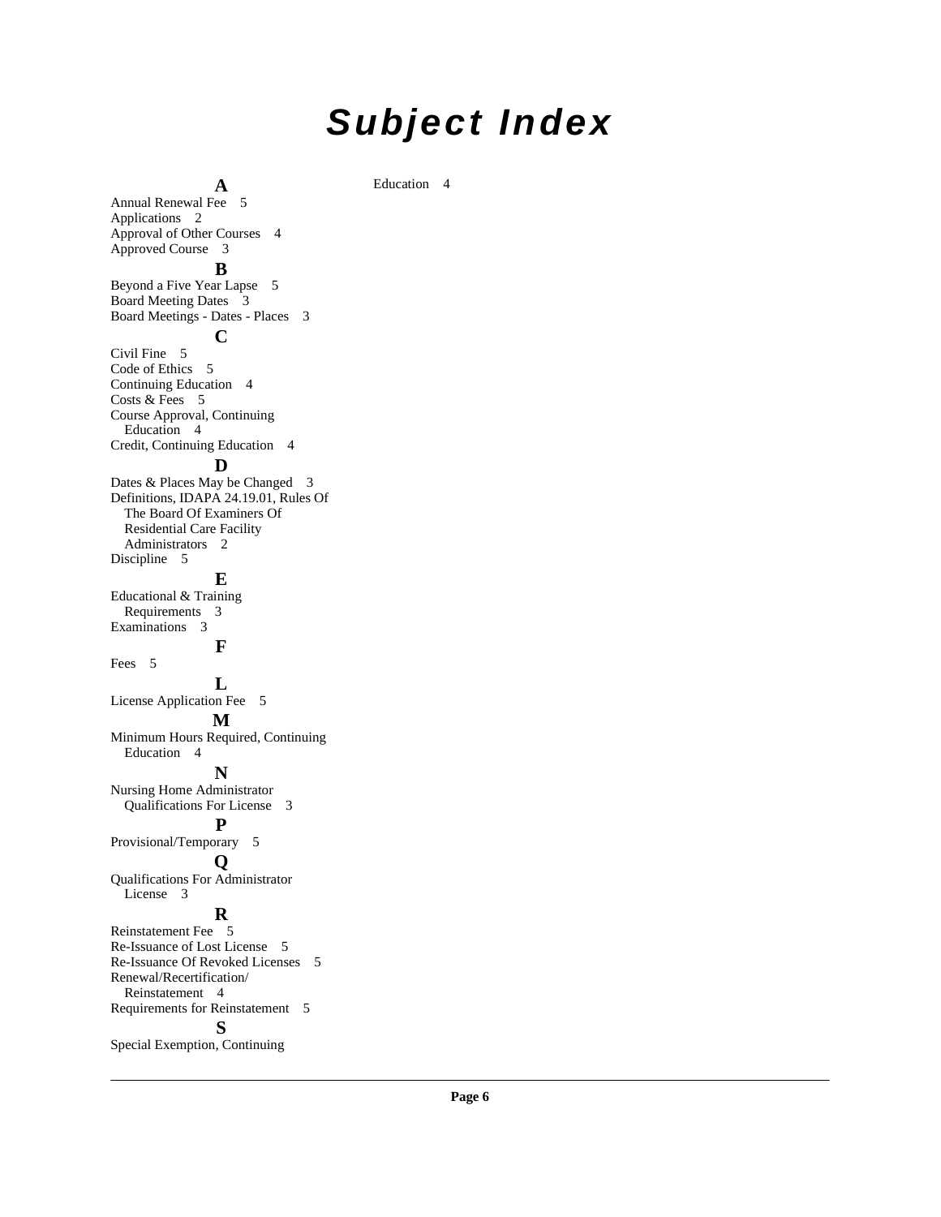# *Subject Index*

**A**

Annual Renewal Fee 5
Applications 2
Approval of Other Courses 4
Approved Course 3

**B**

Beyond a Five Year Lapse 5
Board Meeting Dates 3
Board Meetings - Dates - Places 3

**C**

Civil Fine 5
Code of Ethics 5
Continuing Education 4
Costs & Fees 5
Course Approval, Continuing Education 4
Credit, Continuing Education 4

**D**

Dates & Places May be Changed 3
Definitions, IDAPA 24.19.01, Rules Of The Board Of Examiners Of Residential Care Facility Administrators 2
Discipline 5

**E**

Educational & Training Requirements 3
Examinations 3

**F**

Fees 5

**L**

License Application Fee 5

**M**

Minimum Hours Required, Continuing Education 4

**N**

Nursing Home Administrator Qualifications For License 3

**P**

Provisional/Temporary 5

**Q**

Qualifications For Administrator License 3

**R**

Reinstatement Fee 5
Re-Issuance of Lost License 5
Re-Issuance Of Revoked Licenses 5
Renewal/Recertification/ Reinstatement 4
Requirements for Reinstatement 5

**S**

Special Exemption, Continuing Education 4